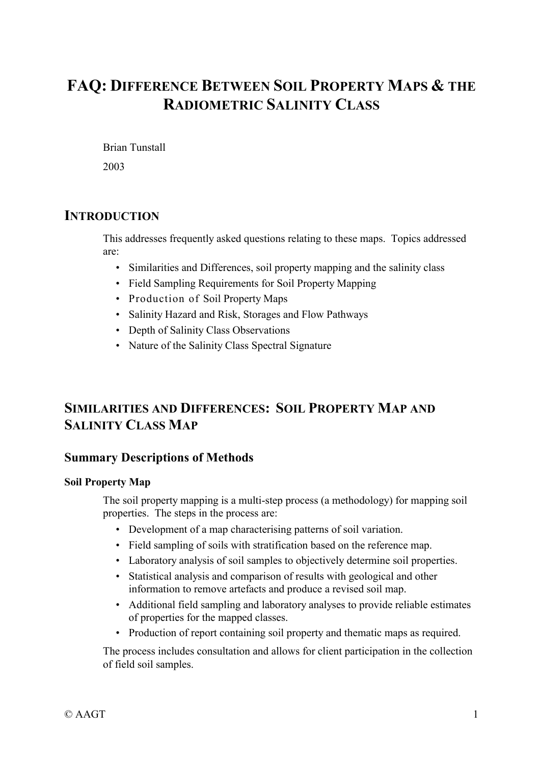# FAQ: Difference Between Soil Property Maps & the Radiometric Salinity Class

Brian Tunstall

2003

## Introduction

This addresses frequently asked questions relating to these maps. Topics addressed are:

- Similarities and Differences, soil property mapping and the salinity class
- Field Sampling Requirements for Soil Property Mapping
- Production of Soil Property Maps
- Salinity Hazard and Risk, Storages and Flow Pathways
- Depth of Salinity Class Observations
- Nature of the Salinity Class Spectral Signature

## Similarities and Differences: Soil Property Map and Salinity Class Map

### Summary Descriptions of Methods

#### Soil Property Map

The soil property mapping is a multi-step process (a methodology) for mapping soil properties. The steps in the process are:

- Development of a map characterising patterns of soil variation.
- Field sampling of soils with stratification based on the reference map.
- Laboratory analysis of soil samples to objectively determine soil properties.
- Statistical analysis and comparison of results with geological and other information to remove artefacts and produce a revised soil map.
- Additional field sampling and laboratory analyses to provide reliable estimates of properties for the mapped classes.
- Production of report containing soil property and thematic maps as required.

The process includes consultation and allows for client participation in the collection of field soil samples.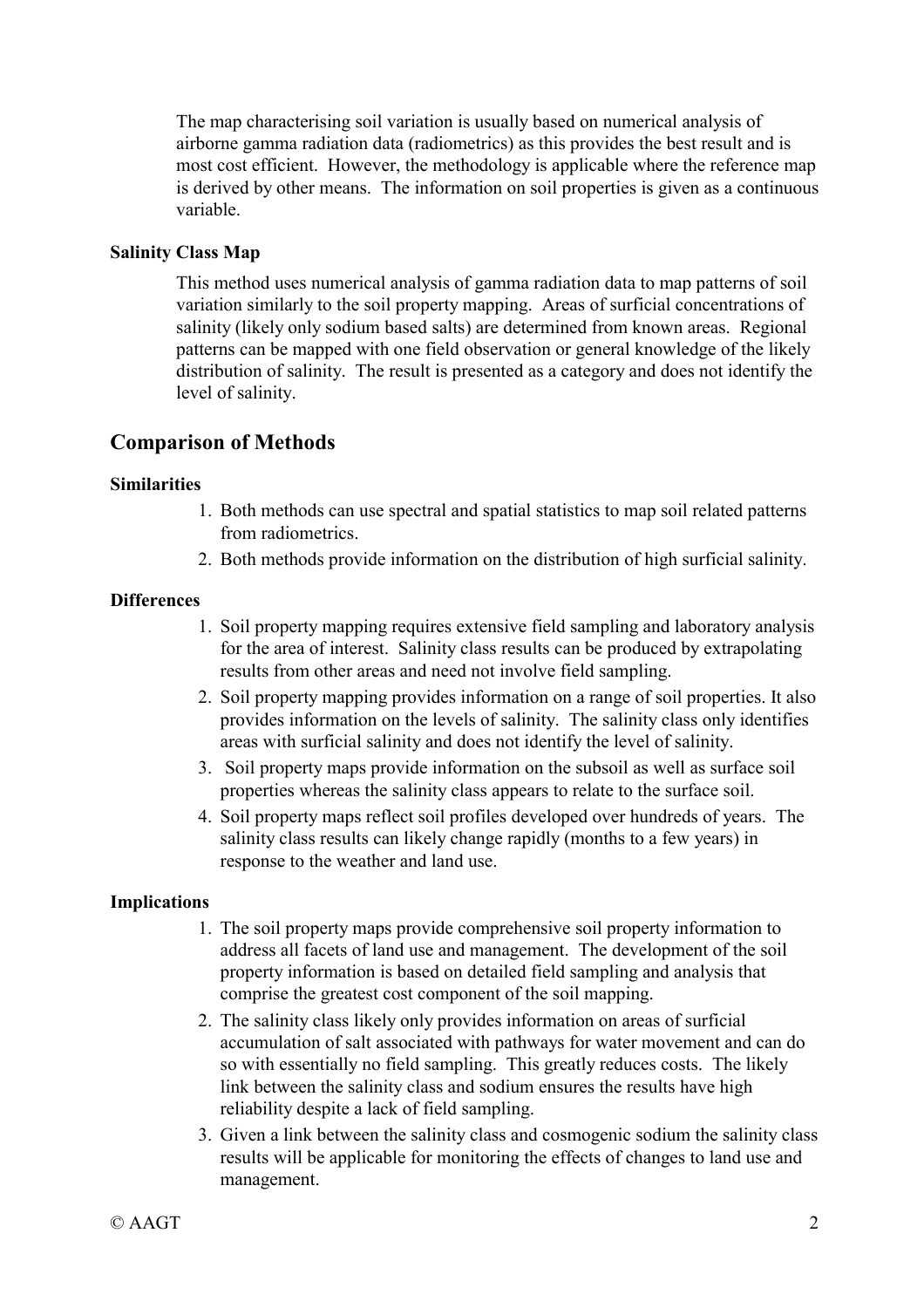The map characterising soil variation is usually based on numerical analysis of airborne gamma radiation data (radiometrics) as this provides the best result and is most cost efficient. However, the methodology is applicable where the reference map is derived by other means. The information on soil properties is given as a continuous variable.

### Salinity Class Map

This method uses numerical analysis of gamma radiation data to map patterns of soil variation similarly to the soil property mapping. Areas of surficial concentrations of salinity (likely only sodium based salts) are determined from known areas. Regional patterns can be mapped with one field observation or general knowledge of the likely distribution of salinity. The result is presented as a category and does not identify the level of salinity.

## Comparison of Methods

### Similarities

1. Both methods can use spectral and spatial statistics to map soil related patterns from radiometrics.
2. Both methods provide information on the distribution of high surficial salinity.

### Differences

1. Soil property mapping requires extensive field sampling and laboratory analysis for the area of interest. Salinity class results can be produced by extrapolating results from other areas and need not involve field sampling.
2. Soil property mapping provides information on a range of soil properties. It also provides information on the levels of salinity. The salinity class only identifies areas with surficial salinity and does not identify the level of salinity.
3. Soil property maps provide information on the subsoil as well as surface soil properties whereas the salinity class appears to relate to the surface soil.
4. Soil property maps reflect soil profiles developed over hundreds of years. The salinity class results can likely change rapidly (months to a few years) in response to the weather and land use.

### Implications

1. The soil property maps provide comprehensive soil property information to address all facets of land use and management. The development of the soil property information is based on detailed field sampling and analysis that comprise the greatest cost component of the soil mapping.
2. The salinity class likely only provides information on areas of surficial accumulation of salt associated with pathways for water movement and can do so with essentially no field sampling. This greatly reduces costs. The likely link between the salinity class and sodium ensures the results have high reliability despite a lack of field sampling.
3. Given a link between the salinity class and cosmogenic sodium the salinity class results will be applicable for monitoring the effects of changes to land use and management.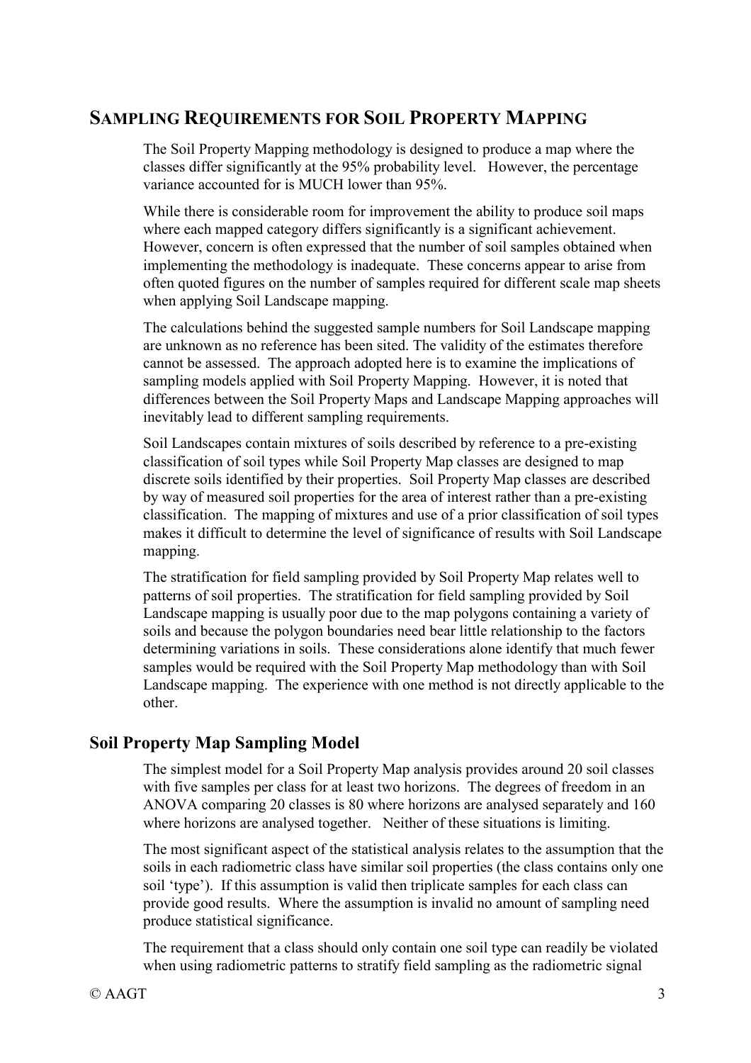## Sampling Requirements for Soil Property Mapping

The Soil Property Mapping methodology is designed to produce a map where the classes differ significantly at the 95% probability level. However, the percentage variance accounted for is MUCH lower than 95%.

While there is considerable room for improvement the ability to produce soil maps where each mapped category differs significantly is a significant achievement. However, concern is often expressed that the number of soil samples obtained when implementing the methodology is inadequate. These concerns appear to arise from often quoted figures on the number of samples required for different scale map sheets when applying Soil Landscape mapping.

The calculations behind the suggested sample numbers for Soil Landscape mapping are unknown as no reference has been sited. The validity of the estimates therefore cannot be assessed. The approach adopted here is to examine the implications of sampling models applied with Soil Property Mapping. However, it is noted that differences between the Soil Property Maps and Landscape Mapping approaches will inevitably lead to different sampling requirements.

Soil Landscapes contain mixtures of soils described by reference to a pre-existing classification of soil types while Soil Property Map classes are designed to map discrete soils identified by their properties. Soil Property Map classes are described by way of measured soil properties for the area of interest rather than a pre-existing classification. The mapping of mixtures and use of a prior classification of soil types makes it difficult to determine the level of significance of results with Soil Landscape mapping.

The stratification for field sampling provided by Soil Property Map relates well to patterns of soil properties. The stratification for field sampling provided by Soil Landscape mapping is usually poor due to the map polygons containing a variety of soils and because the polygon boundaries need bear little relationship to the factors determining variations in soils. These considerations alone identify that much fewer samples would be required with the Soil Property Map methodology than with Soil Landscape mapping. The experience with one method is not directly applicable to the other.

### Soil Property Map Sampling Model

The simplest model for a Soil Property Map analysis provides around 20 soil classes with five samples per class for at least two horizons. The degrees of freedom in an ANOVA comparing 20 classes is 80 where horizons are analysed separately and 160 where horizons are analysed together. Neither of these situations is limiting.

The most significant aspect of the statistical analysis relates to the assumption that the soils in each radiometric class have similar soil properties (the class contains only one soil 'type'). If this assumption is valid then triplicate samples for each class can provide good results. Where the assumption is invalid no amount of sampling need produce statistical significance.

The requirement that a class should only contain one soil type can readily be violated when using radiometric patterns to stratify field sampling as the radiometric signal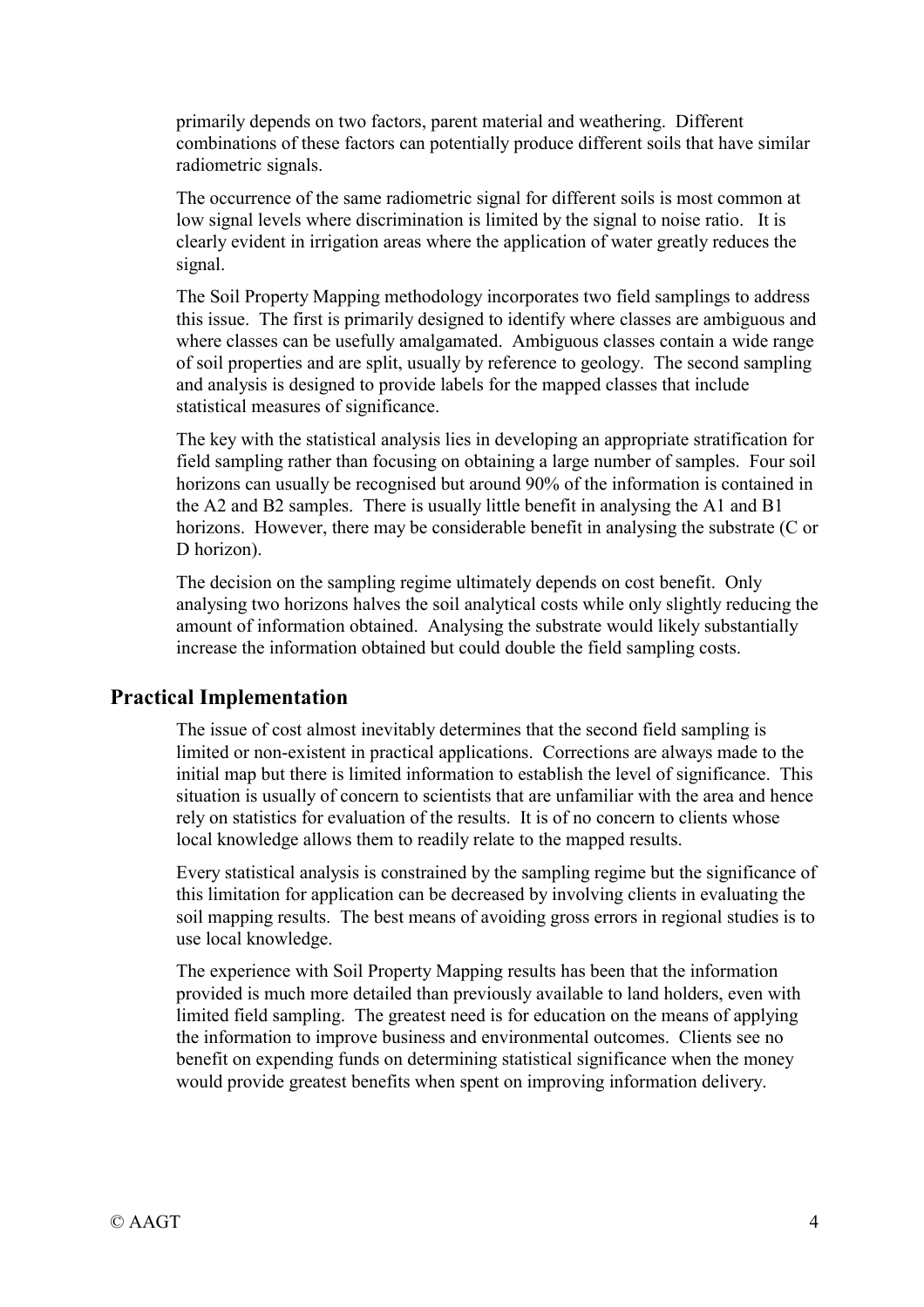primarily depends on two factors, parent material and weathering. Different combinations of these factors can potentially produce different soils that have similar radiometric signals.

The occurrence of the same radiometric signal for different soils is most common at low signal levels where discrimination is limited by the signal to noise ratio. It is clearly evident in irrigation areas where the application of water greatly reduces the signal.

The Soil Property Mapping methodology incorporates two field samplings to address this issue. The first is primarily designed to identify where classes are ambiguous and where classes can be usefully amalgamated. Ambiguous classes contain a wide range of soil properties and are split, usually by reference to geology. The second sampling and analysis is designed to provide labels for the mapped classes that include statistical measures of significance.

The key with the statistical analysis lies in developing an appropriate stratification for field sampling rather than focusing on obtaining a large number of samples. Four soil horizons can usually be recognised but around 90% of the information is contained in the A2 and B2 samples. There is usually little benefit in analysing the A1 and B1 horizons. However, there may be considerable benefit in analysing the substrate (C or D horizon).

The decision on the sampling regime ultimately depends on cost benefit. Only analysing two horizons halves the soil analytical costs while only slightly reducing the amount of information obtained. Analysing the substrate would likely substantially increase the information obtained but could double the field sampling costs.

## Practical Implementation

The issue of cost almost inevitably determines that the second field sampling is limited or non-existent in practical applications. Corrections are always made to the initial map but there is limited information to establish the level of significance. This situation is usually of concern to scientists that are unfamiliar with the area and hence rely on statistics for evaluation of the results. It is of no concern to clients whose local knowledge allows them to readily relate to the mapped results.

Every statistical analysis is constrained by the sampling regime but the significance of this limitation for application can be decreased by involving clients in evaluating the soil mapping results. The best means of avoiding gross errors in regional studies is to use local knowledge.

The experience with Soil Property Mapping results has been that the information provided is much more detailed than previously available to land holders, even with limited field sampling. The greatest need is for education on the means of applying the information to improve business and environmental outcomes. Clients see no benefit on expending funds on determining statistical significance when the money would provide greatest benefits when spent on improving information delivery.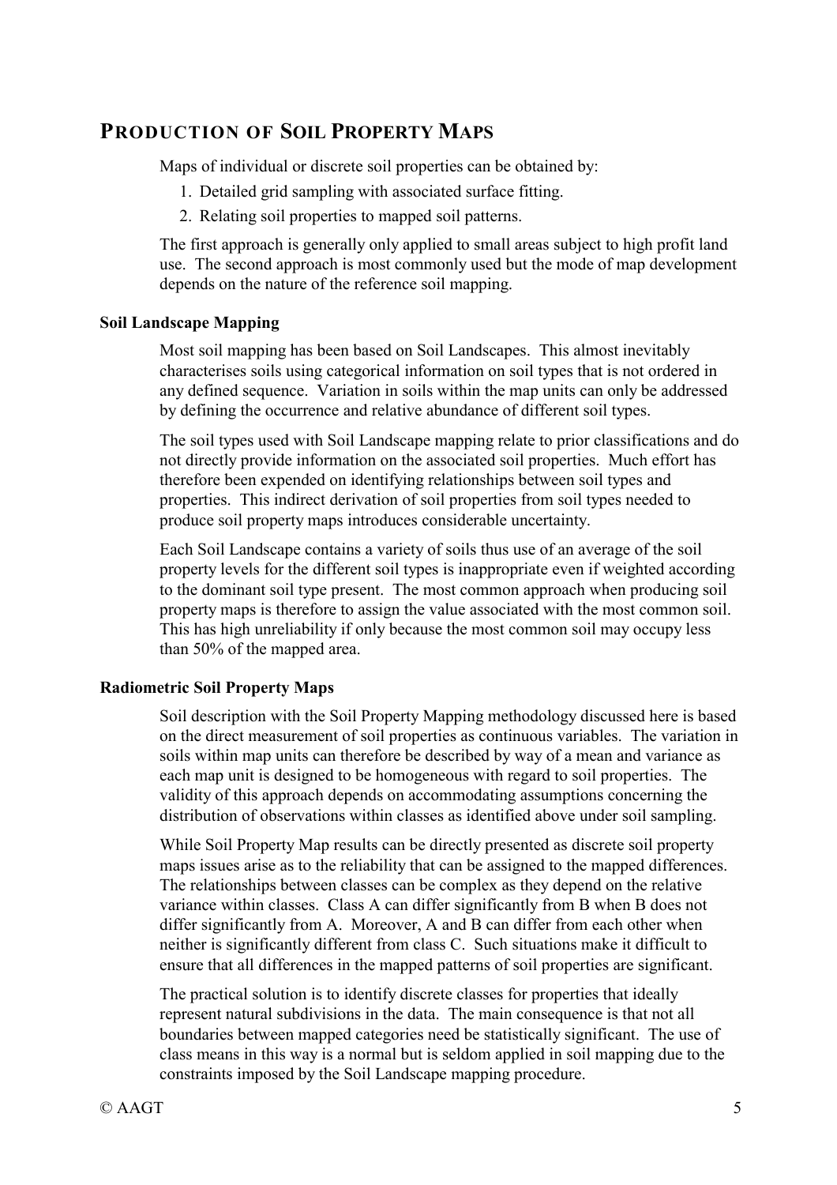## PRODUCTION OF SOIL PROPERTY MAPS

Maps of individual or discrete soil properties can be obtained by:

1. Detailed grid sampling with associated surface fitting.
2. Relating soil properties to mapped soil patterns.

The first approach is generally only applied to small areas subject to high profit land use. The second approach is most commonly used but the mode of map development depends on the nature of the reference soil mapping.

### Soil Landscape Mapping

Most soil mapping has been based on Soil Landscapes. This almost inevitably characterises soils using categorical information on soil types that is not ordered in any defined sequence. Variation in soils within the map units can only be addressed by defining the occurrence and relative abundance of different soil types.

The soil types used with Soil Landscape mapping relate to prior classifications and do not directly provide information on the associated soil properties. Much effort has therefore been expended on identifying relationships between soil types and properties. This indirect derivation of soil properties from soil types needed to produce soil property maps introduces considerable uncertainty.

Each Soil Landscape contains a variety of soils thus use of an average of the soil property levels for the different soil types is inappropriate even if weighted according to the dominant soil type present. The most common approach when producing soil property maps is therefore to assign the value associated with the most common soil. This has high unreliability if only because the most common soil may occupy less than 50% of the mapped area.

### Radiometric Soil Property Maps

Soil description with the Soil Property Mapping methodology discussed here is based on the direct measurement of soil properties as continuous variables. The variation in soils within map units can therefore be described by way of a mean and variance as each map unit is designed to be homogeneous with regard to soil properties. The validity of this approach depends on accommodating assumptions concerning the distribution of observations within classes as identified above under soil sampling.

While Soil Property Map results can be directly presented as discrete soil property maps issues arise as to the reliability that can be assigned to the mapped differences. The relationships between classes can be complex as they depend on the relative variance within classes. Class A can differ significantly from B when B does not differ significantly from A. Moreover, A and B can differ from each other when neither is significantly different from class C. Such situations make it difficult to ensure that all differences in the mapped patterns of soil properties are significant.

The practical solution is to identify discrete classes for properties that ideally represent natural subdivisions in the data. The main consequence is that not all boundaries between mapped categories need be statistically significant. The use of class means in this way is a normal but is seldom applied in soil mapping due to the constraints imposed by the Soil Landscape mapping procedure.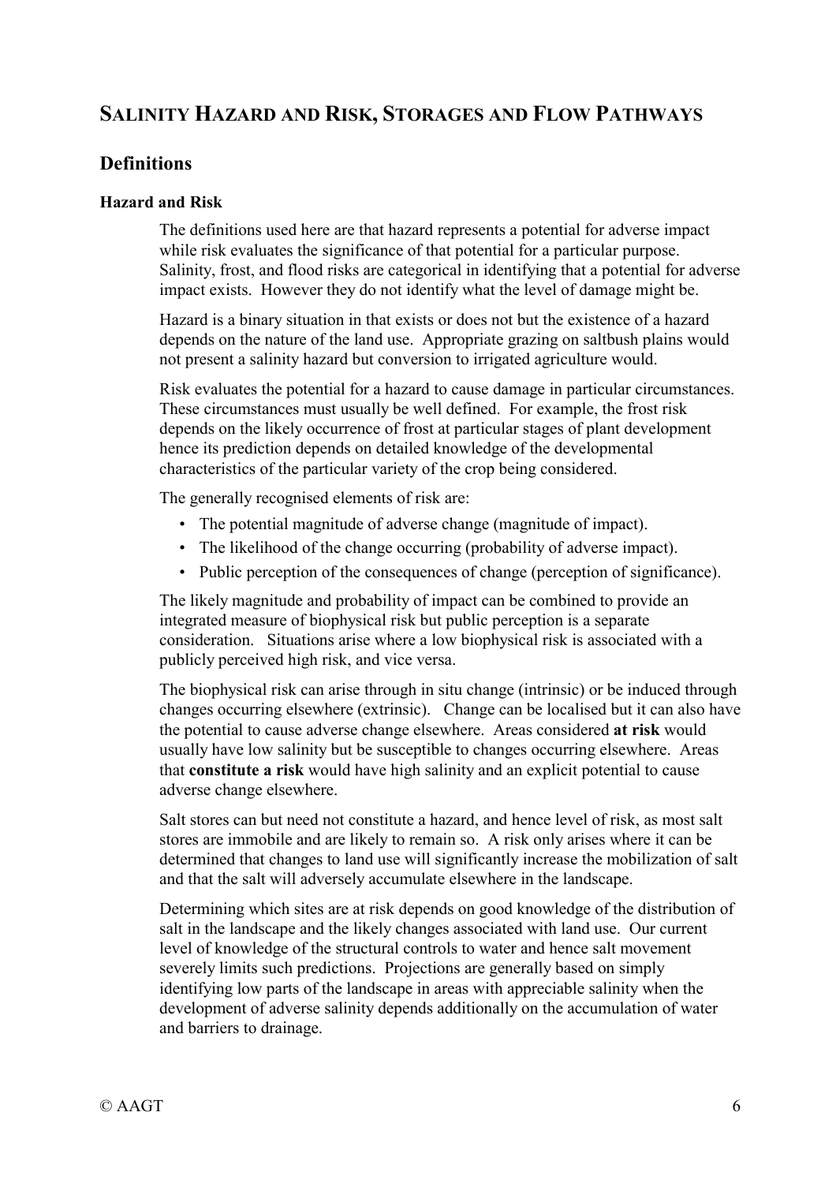# Salinity Hazard and Risk, Storages and Flow Pathways

## Definitions

### Hazard and Risk

The definitions used here are that hazard represents a potential for adverse impact while risk evaluates the significance of that potential for a particular purpose. Salinity, frost, and flood risks are categorical in identifying that a potential for adverse impact exists. However they do not identify what the level of damage might be.

Hazard is a binary situation in that exists or does not but the existence of a hazard depends on the nature of the land use. Appropriate grazing on saltbush plains would not present a salinity hazard but conversion to irrigated agriculture would.

Risk evaluates the potential for a hazard to cause damage in particular circumstances. These circumstances must usually be well defined. For example, the frost risk depends on the likely occurrence of frost at particular stages of plant development hence its prediction depends on detailed knowledge of the developmental characteristics of the particular variety of the crop being considered.

The generally recognised elements of risk are:

- The potential magnitude of adverse change (magnitude of impact).
- The likelihood of the change occurring (probability of adverse impact).
- Public perception of the consequences of change (perception of significance).

The likely magnitude and probability of impact can be combined to provide an integrated measure of biophysical risk but public perception is a separate consideration. Situations arise where a low biophysical risk is associated with a publicly perceived high risk, and vice versa.

The biophysical risk can arise through in situ change (intrinsic) or be induced through changes occurring elsewhere (extrinsic). Change can be localised but it can also have the potential to cause adverse change elsewhere. Areas considered **at risk** would usually have low salinity but be susceptible to changes occurring elsewhere. Areas that **constitute a risk** would have high salinity and an explicit potential to cause adverse change elsewhere.

Salt stores can but need not constitute a hazard, and hence level of risk, as most salt stores are immobile and are likely to remain so. A risk only arises where it can be determined that changes to land use will significantly increase the mobilization of salt and that the salt will adversely accumulate elsewhere in the landscape.

Determining which sites are at risk depends on good knowledge of the distribution of salt in the landscape and the likely changes associated with land use. Our current level of knowledge of the structural controls to water and hence salt movement severely limits such predictions. Projections are generally based on simply identifying low parts of the landscape in areas with appreciable salinity when the development of adverse salinity depends additionally on the accumulation of water and barriers to drainage.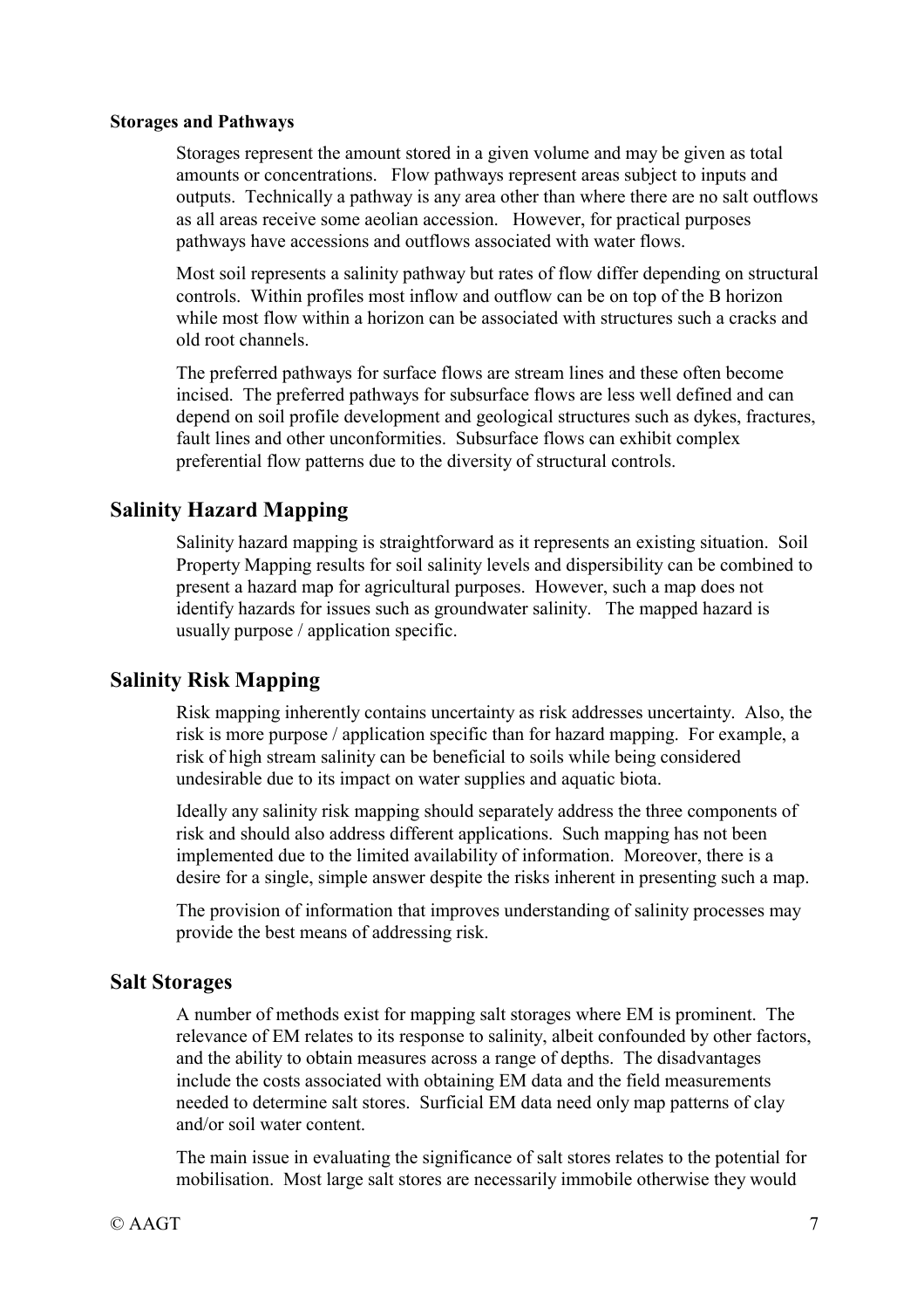#### Storages and Pathways

Storages represent the amount stored in a given volume and may be given as total amounts or concentrations. Flow pathways represent areas subject to inputs and outputs. Technically a pathway is any area other than where there are no salt outflows as all areas receive some aeolian accession. However, for practical purposes pathways have accessions and outflows associated with water flows.

Most soil represents a salinity pathway but rates of flow differ depending on structural controls. Within profiles most inflow and outflow can be on top of the B horizon while most flow within a horizon can be associated with structures such a cracks and old root channels.

The preferred pathways for surface flows are stream lines and these often become incised. The preferred pathways for subsurface flows are less well defined and can depend on soil profile development and geological structures such as dykes, fractures, fault lines and other unconformities. Subsurface flows can exhibit complex preferential flow patterns due to the diversity of structural controls.

## Salinity Hazard Mapping

Salinity hazard mapping is straightforward as it represents an existing situation. Soil Property Mapping results for soil salinity levels and dispersibility can be combined to present a hazard map for agricultural purposes. However, such a map does not identify hazards for issues such as groundwater salinity. The mapped hazard is usually purpose / application specific.

## Salinity Risk Mapping

Risk mapping inherently contains uncertainty as risk addresses uncertainty. Also, the risk is more purpose / application specific than for hazard mapping. For example, a risk of high stream salinity can be beneficial to soils while being considered undesirable due to its impact on water supplies and aquatic biota.

Ideally any salinity risk mapping should separately address the three components of risk and should also address different applications. Such mapping has not been implemented due to the limited availability of information. Moreover, there is a desire for a single, simple answer despite the risks inherent in presenting such a map.

The provision of information that improves understanding of salinity processes may provide the best means of addressing risk.

## Salt Storages

A number of methods exist for mapping salt storages where EM is prominent. The relevance of EM relates to its response to salinity, albeit confounded by other factors, and the ability to obtain measures across a range of depths. The disadvantages include the costs associated with obtaining EM data and the field measurements needed to determine salt stores. Surficial EM data need only map patterns of clay and/or soil water content.

The main issue in evaluating the significance of salt stores relates to the potential for mobilisation. Most large salt stores are necessarily immobile otherwise they would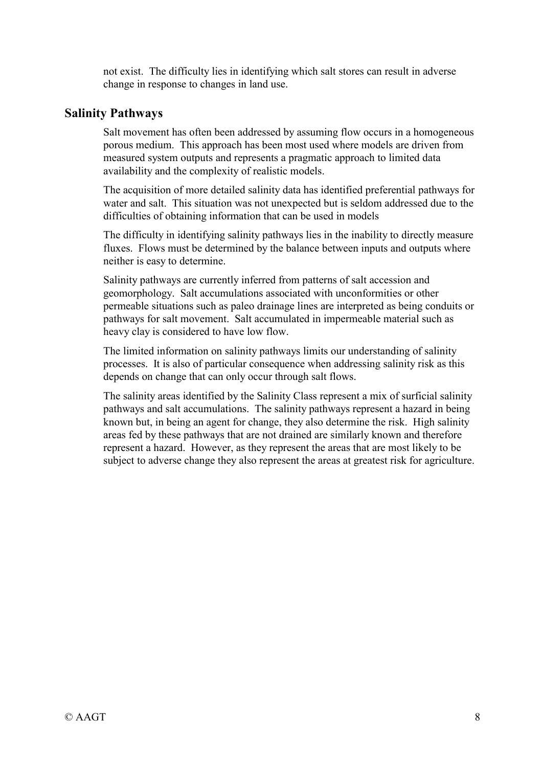not exist. The difficulty lies in identifying which salt stores can result in adverse change in response to changes in land use.

## Salinity Pathways

Salt movement has often been addressed by assuming flow occurs in a homogeneous porous medium. This approach has been most used where models are driven from measured system outputs and represents a pragmatic approach to limited data availability and the complexity of realistic models.

The acquisition of more detailed salinity data has identified preferential pathways for water and salt. This situation was not unexpected but is seldom addressed due to the difficulties of obtaining information that can be used in models

The difficulty in identifying salinity pathways lies in the inability to directly measure fluxes. Flows must be determined by the balance between inputs and outputs where neither is easy to determine.

Salinity pathways are currently inferred from patterns of salt accession and geomorphology. Salt accumulations associated with unconformities or other permeable situations such as paleo drainage lines are interpreted as being conduits or pathways for salt movement. Salt accumulated in impermeable material such as heavy clay is considered to have low flow.

The limited information on salinity pathways limits our understanding of salinity processes. It is also of particular consequence when addressing salinity risk as this depends on change that can only occur through salt flows.

The salinity areas identified by the Salinity Class represent a mix of surficial salinity pathways and salt accumulations. The salinity pathways represent a hazard in being known but, in being an agent for change, they also determine the risk. High salinity areas fed by these pathways that are not drained are similarly known and therefore represent a hazard. However, as they represent the areas that are most likely to be subject to adverse change they also represent the areas at greatest risk for agriculture.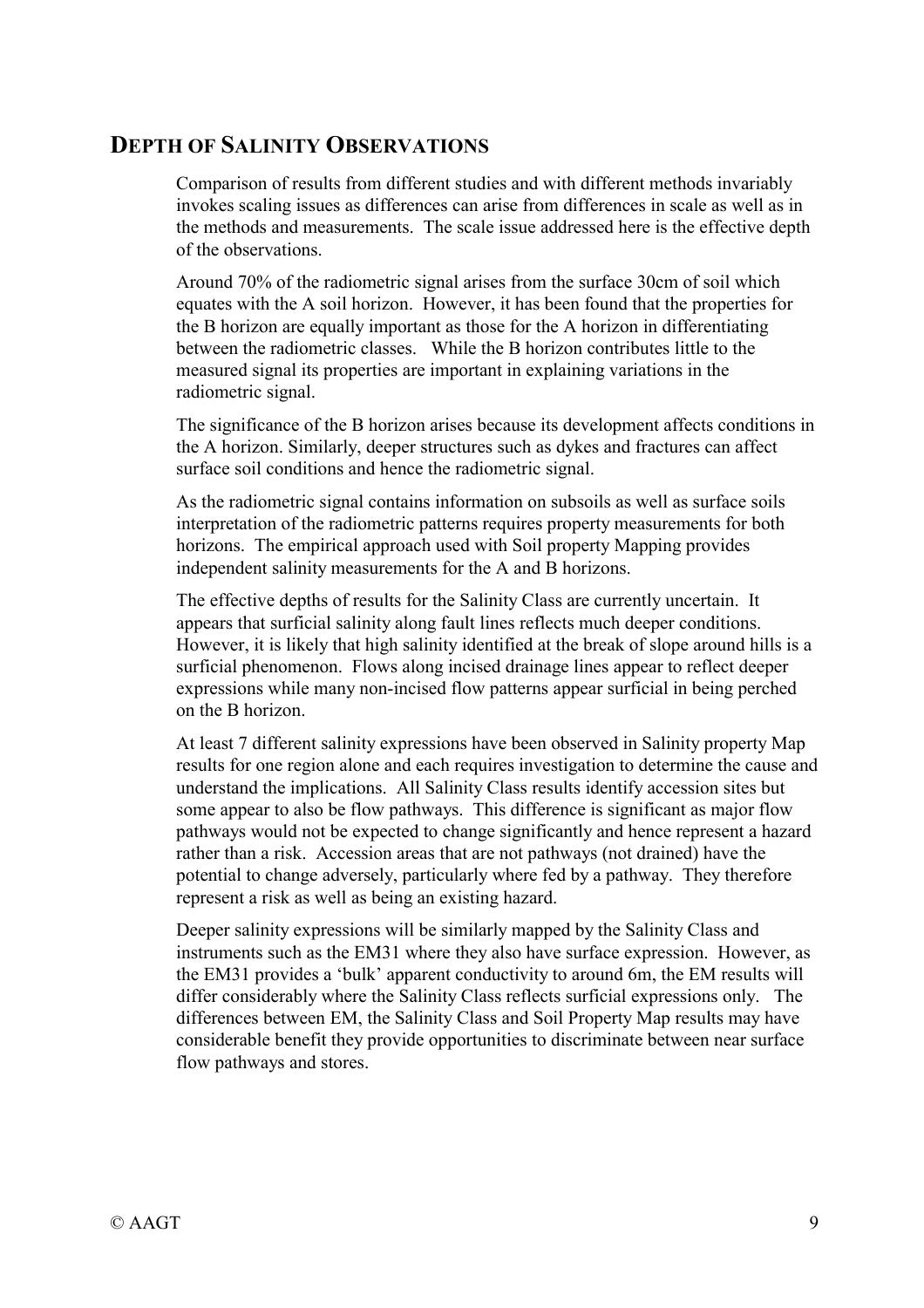## DEPTH OF SALINITY OBSERVATIONS

Comparison of results from different studies and with different methods invariably invokes scaling issues as differences can arise from differences in scale as well as in the methods and measurements. The scale issue addressed here is the effective depth of the observations.

Around 70% of the radiometric signal arises from the surface 30cm of soil which equates with the A soil horizon. However, it has been found that the properties for the B horizon are equally important as those for the A horizon in differentiating between the radiometric classes. While the B horizon contributes little to the measured signal its properties are important in explaining variations in the radiometric signal.

The significance of the B horizon arises because its development affects conditions in the A horizon. Similarly, deeper structures such as dykes and fractures can affect surface soil conditions and hence the radiometric signal.

As the radiometric signal contains information on subsoils as well as surface soils interpretation of the radiometric patterns requires property measurements for both horizons. The empirical approach used with Soil property Mapping provides independent salinity measurements for the A and B horizons.

The effective depths of results for the Salinity Class are currently uncertain. It appears that surficial salinity along fault lines reflects much deeper conditions. However, it is likely that high salinity identified at the break of slope around hills is a surficial phenomenon. Flows along incised drainage lines appear to reflect deeper expressions while many non-incised flow patterns appear surficial in being perched on the B horizon.

At least 7 different salinity expressions have been observed in Salinity property Map results for one region alone and each requires investigation to determine the cause and understand the implications. All Salinity Class results identify accession sites but some appear to also be flow pathways. This difference is significant as major flow pathways would not be expected to change significantly and hence represent a hazard rather than a risk. Accession areas that are not pathways (not drained) have the potential to change adversely, particularly where fed by a pathway. They therefore represent a risk as well as being an existing hazard.

Deeper salinity expressions will be similarly mapped by the Salinity Class and instruments such as the EM31 where they also have surface expression. However, as the EM31 provides a 'bulk' apparent conductivity to around 6m, the EM results will differ considerably where the Salinity Class reflects surficial expressions only. The differences between EM, the Salinity Class and Soil Property Map results may have considerable benefit they provide opportunities to discriminate between near surface flow pathways and stores.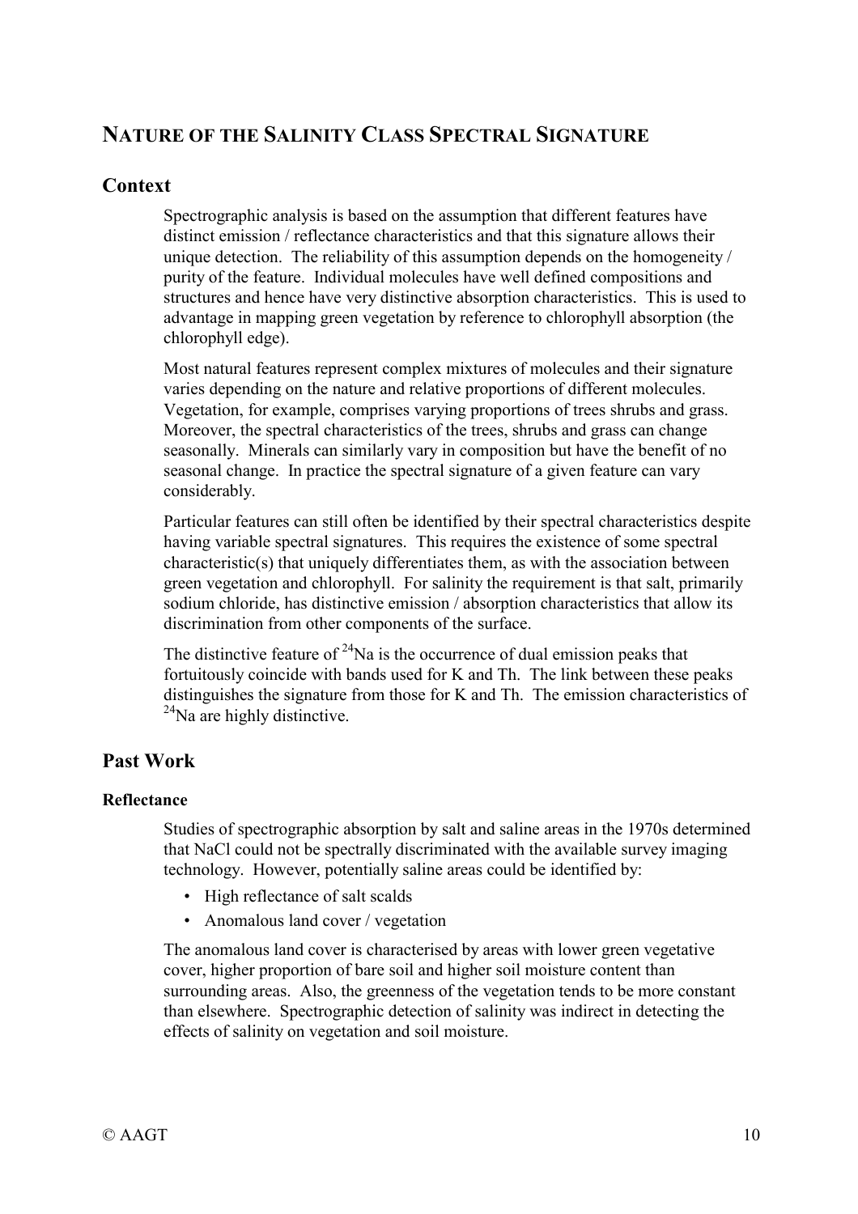# Nature of the Salinity Class Spectral Signature

## Context

Spectrographic analysis is based on the assumption that different features have distinct emission / reflectance characteristics and that this signature allows their unique detection. The reliability of this assumption depends on the homogeneity / purity of the feature. Individual molecules have well defined compositions and structures and hence have very distinctive absorption characteristics. This is used to advantage in mapping green vegetation by reference to chlorophyll absorption (the chlorophyll edge).

Most natural features represent complex mixtures of molecules and their signature varies depending on the nature and relative proportions of different molecules. Vegetation, for example, comprises varying proportions of trees shrubs and grass. Moreover, the spectral characteristics of the trees, shrubs and grass can change seasonally. Minerals can similarly vary in composition but have the benefit of no seasonal change. In practice the spectral signature of a given feature can vary considerably.

Particular features can still often be identified by their spectral characteristics despite having variable spectral signatures. This requires the existence of some spectral characteristic(s) that uniquely differentiates them, as with the association between green vegetation and chlorophyll. For salinity the requirement is that salt, primarily sodium chloride, has distinctive emission / absorption characteristics that allow its discrimination from other components of the surface.

The distinctive feature of $^{24}Na$ is the occurrence of dual emission peaks that fortuitously coincide with bands used for K and Th. The link between these peaks distinguishes the signature from those for K and Th. The emission characteristics of $^{24}Na$ are highly distinctive.

## Past Work

### Reflectance

Studies of spectrographic absorption by salt and saline areas in the 1970s determined that NaCl could not be spectrally discriminated with the available survey imaging technology. However, potentially saline areas could be identified by:

- High reflectance of salt scalds
- Anomalous land cover / vegetation

The anomalous land cover is characterised by areas with lower green vegetative cover, higher proportion of bare soil and higher soil moisture content than surrounding areas. Also, the greenness of the vegetation tends to be more constant than elsewhere. Spectrographic detection of salinity was indirect in detecting the effects of salinity on vegetation and soil moisture.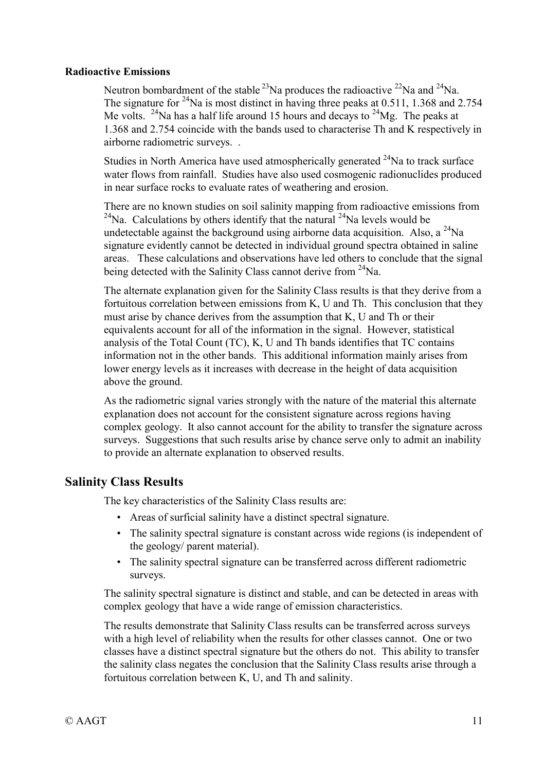### Radioactive Emissions

Neutron bombardment of the stable $^{23}$Na produces the radioactive $^{22}$Na and $^{24}$Na. The signature for $^{24}$Na is most distinct in having three peaks at 0.511, 1.368 and 2.754 Me volts. $^{24}$Na has a half life around 15 hours and decays to $^{24}$Mg. The peaks at 1.368 and 2.754 coincide with the bands used to characterise Th and K respectively in airborne radiometric surveys. .

Studies in North America have used atmospherically generated $^{24}$Na to track surface water flows from rainfall. Studies have also used cosmogenic radionuclides produced in near surface rocks to evaluate rates of weathering and erosion.

There are no known studies on soil salinity mapping from radioactive emissions from $^{24}$Na. Calculations by others identify that the natural $^{24}$Na levels would be undetectable against the background using airborne data acquisition. Also, a $^{24}$Na signature evidently cannot be detected in individual ground spectra obtained in saline areas. These calculations and observations have led others to conclude that the signal being detected with the Salinity Class cannot derive from $^{24}$Na.

The alternate explanation given for the Salinity Class results is that they derive from a fortuitous correlation between emissions from K, U and Th. This conclusion that they must arise by chance derives from the assumption that K, U and Th or their equivalents account for all of the information in the signal. However, statistical analysis of the Total Count (TC), K, U and Th bands identifies that TC contains information not in the other bands. This additional information mainly arises from lower energy levels as it increases with decrease in the height of data acquisition above the ground.

As the radiometric signal varies strongly with the nature of the material this alternate explanation does not account for the consistent signature across regions having complex geology. It also cannot account for the ability to transfer the signature across surveys. Suggestions that such results arise by chance serve only to admit an inability to provide an alternate explanation to observed results.

## Salinity Class Results

The key characteristics of the Salinity Class results are:

- Areas of surficial salinity have a distinct spectral signature.
- The salinity spectral signature is constant across wide regions (is independent of the geology/ parent material).
- The salinity spectral signature can be transferred across different radiometric surveys.

The salinity spectral signature is distinct and stable, and can be detected in areas with complex geology that have a wide range of emission characteristics.

The results demonstrate that Salinity Class results can be transferred across surveys with a high level of reliability when the results for other classes cannot. One or two classes have a distinct spectral signature but the others do not. This ability to transfer the salinity class negates the conclusion that the Salinity Class results arise through a fortuitous correlation between K, U, and Th and salinity.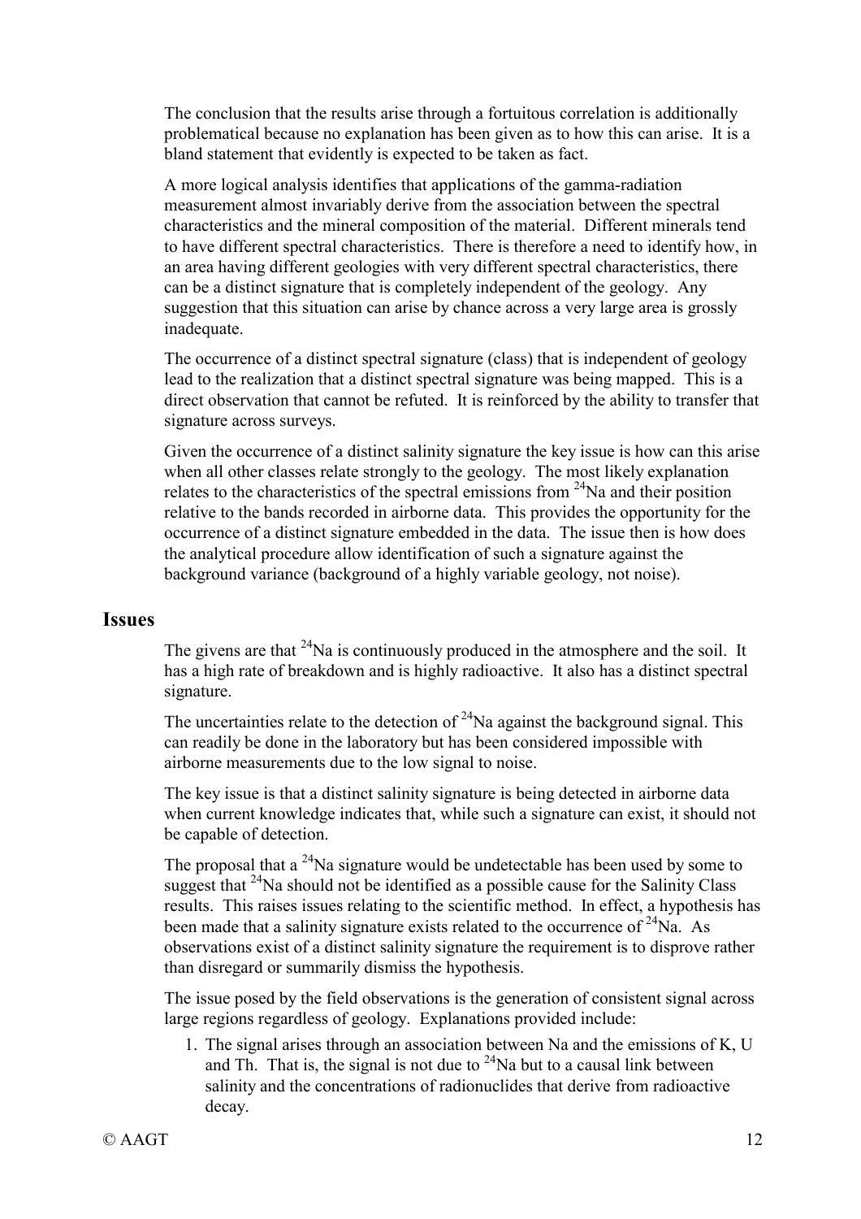The conclusion that the results arise through a fortuitous correlation is additionally problematical because no explanation has been given as to how this can arise. It is a bland statement that evidently is expected to be taken as fact.

A more logical analysis identifies that applications of the gamma-radiation measurement almost invariably derive from the association between the spectral characteristics and the mineral composition of the material. Different minerals tend to have different spectral characteristics. There is therefore a need to identify how, in an area having different geologies with very different spectral characteristics, there can be a distinct signature that is completely independent of the geology. Any suggestion that this situation can arise by chance across a very large area is grossly inadequate.

The occurrence of a distinct spectral signature (class) that is independent of geology lead to the realization that a distinct spectral signature was being mapped. This is a direct observation that cannot be refuted. It is reinforced by the ability to transfer that signature across surveys.

Given the occurrence of a distinct salinity signature the key issue is how can this arise when all other classes relate strongly to the geology. The most likely explanation relates to the characteristics of the spectral emissions from $^{24}$Na and their position relative to the bands recorded in airborne data. This provides the opportunity for the occurrence of a distinct signature embedded in the data. The issue then is how does the analytical procedure allow identification of such a signature against the background variance (background of a highly variable geology, not noise).

## Issues

The givens are that $^{24}$Na is continuously produced in the atmosphere and the soil. It has a high rate of breakdown and is highly radioactive. It also has a distinct spectral signature.

The uncertainties relate to the detection of $^{24}$Na against the background signal. This can readily be done in the laboratory but has been considered impossible with airborne measurements due to the low signal to noise.

The key issue is that a distinct salinity signature is being detected in airborne data when current knowledge indicates that, while such a signature can exist, it should not be capable of detection.

The proposal that a $^{24}$Na signature would be undetectable has been used by some to suggest that $^{24}$Na should not be identified as a possible cause for the Salinity Class results. This raises issues relating to the scientific method. In effect, a hypothesis has been made that a salinity signature exists related to the occurrence of $^{24}$Na. As observations exist of a distinct salinity signature the requirement is to disprove rather than disregard or summarily dismiss the hypothesis.

The issue posed by the field observations is the generation of consistent signal across large regions regardless of geology. Explanations provided include:

1. The signal arises through an association between Na and the emissions of K, U and Th. That is, the signal is not due to $^{24}$Na but to a causal link between salinity and the concentrations of radionuclides that derive from radioactive decay.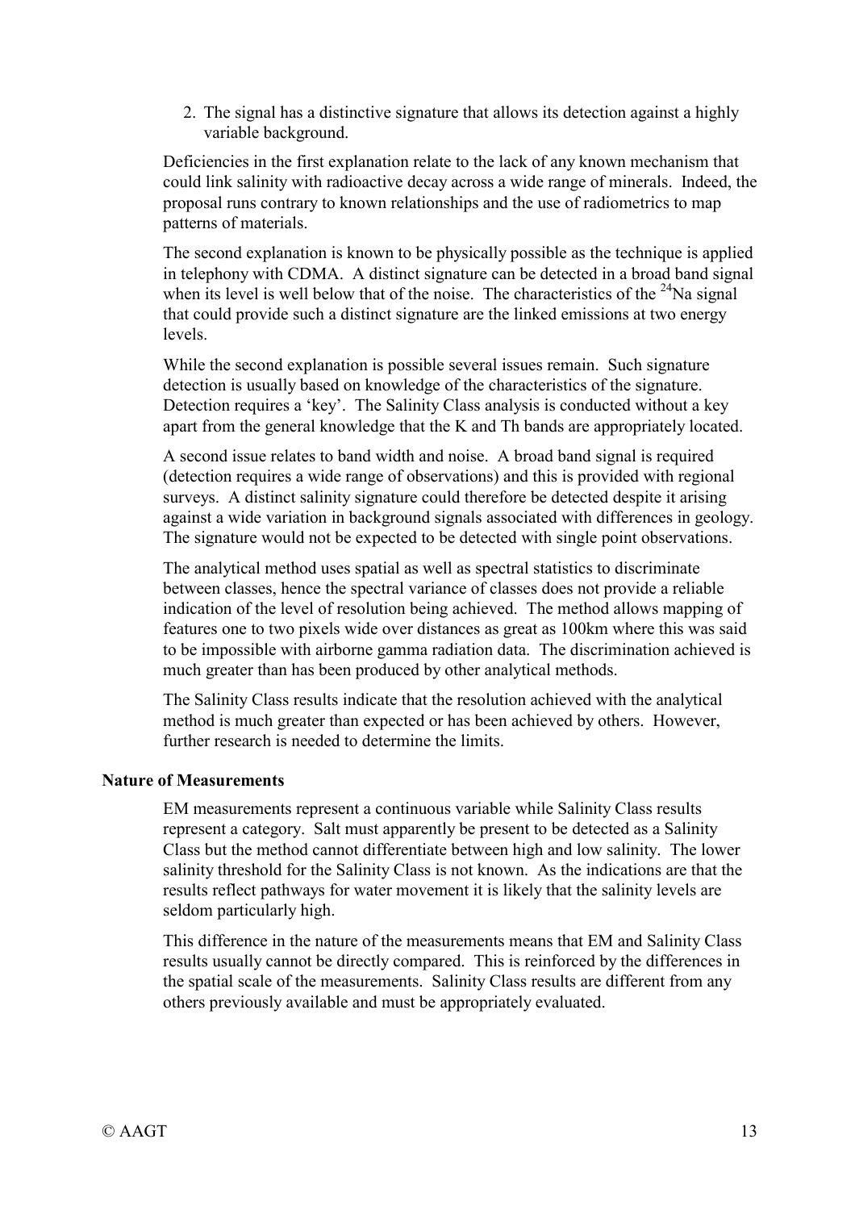2. The signal has a distinctive signature that allows its detection against a highly variable background.

Deficiencies in the first explanation relate to the lack of any known mechanism that could link salinity with radioactive decay across a wide range of minerals. Indeed, the proposal runs contrary to known relationships and the use of radiometrics to map patterns of materials.

The second explanation is known to be physically possible as the technique is applied in telephony with CDMA. A distinct signature can be detected in a broad band signal when its level is well below that of the noise. The characteristics of the $^{24}Na$ signal that could provide such a distinct signature are the linked emissions at two energy levels.

While the second explanation is possible several issues remain. Such signature detection is usually based on knowledge of the characteristics of the signature. Detection requires a 'key'. The Salinity Class analysis is conducted without a key apart from the general knowledge that the K and Th bands are appropriately located.

A second issue relates to band width and noise. A broad band signal is required (detection requires a wide range of observations) and this is provided with regional surveys. A distinct salinity signature could therefore be detected despite it arising against a wide variation in background signals associated with differences in geology. The signature would not be expected to be detected with single point observations.

The analytical method uses spatial as well as spectral statistics to discriminate between classes, hence the spectral variance of classes does not provide a reliable indication of the level of resolution being achieved. The method allows mapping of features one to two pixels wide over distances as great as 100km where this was said to be impossible with airborne gamma radiation data. The discrimination achieved is much greater than has been produced by other analytical methods.

The Salinity Class results indicate that the resolution achieved with the analytical method is much greater than expected or has been achieved by others. However, further research is needed to determine the limits.

**Nature of Measurements**

EM measurements represent a continuous variable while Salinity Class results represent a category. Salt must apparently be present to be detected as a Salinity Class but the method cannot differentiate between high and low salinity. The lower salinity threshold for the Salinity Class is not known. As the indications are that the results reflect pathways for water movement it is likely that the salinity levels are seldom particularly high.

This difference in the nature of the measurements means that EM and Salinity Class results usually cannot be directly compared. This is reinforced by the differences in the spatial scale of the measurements. Salinity Class results are different from any others previously available and must be appropriately evaluated.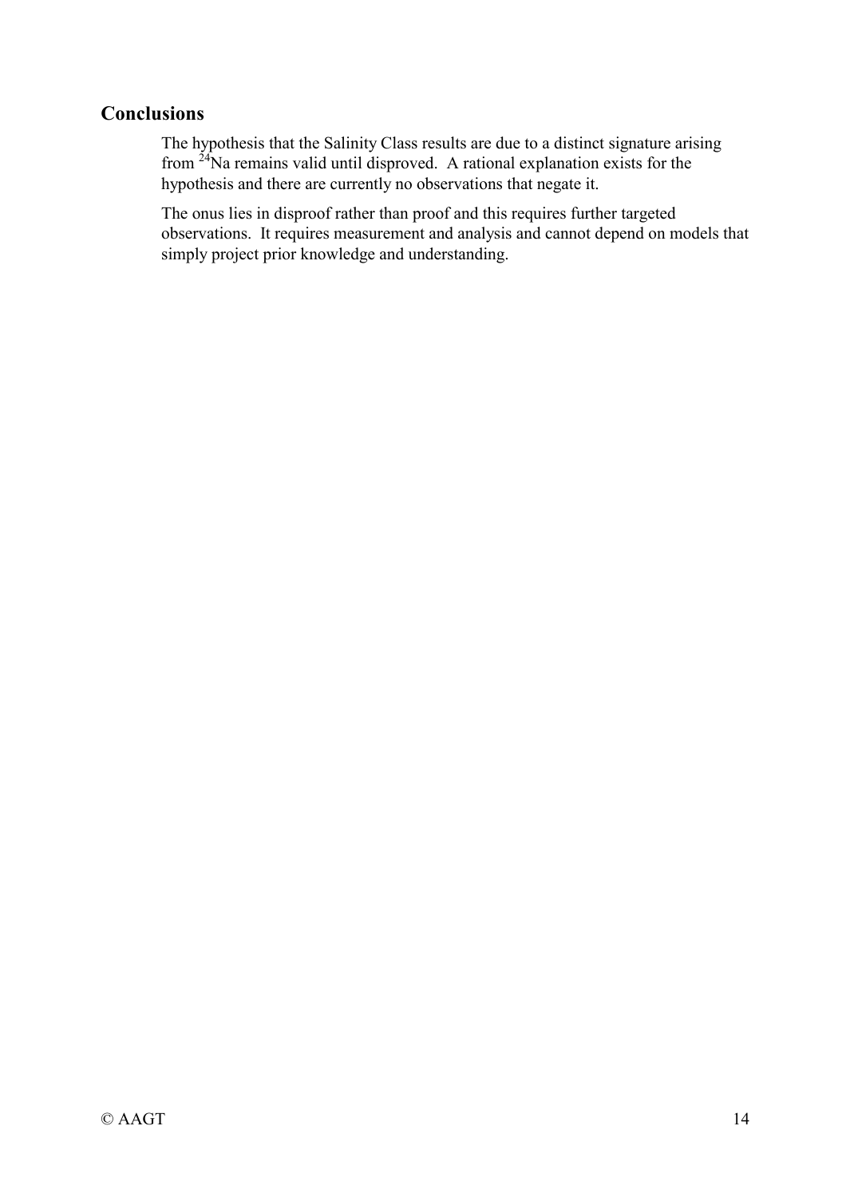## Conclusions

The hypothesis that the Salinity Class results are due to a distinct signature arising from $^{24}Na$ remains valid until disproved. A rational explanation exists for the hypothesis and there are currently no observations that negate it.

The onus lies in disproof rather than proof and this requires further targeted observations. It requires measurement and analysis and cannot depend on models that simply project prior knowledge and understanding.

© AAGT